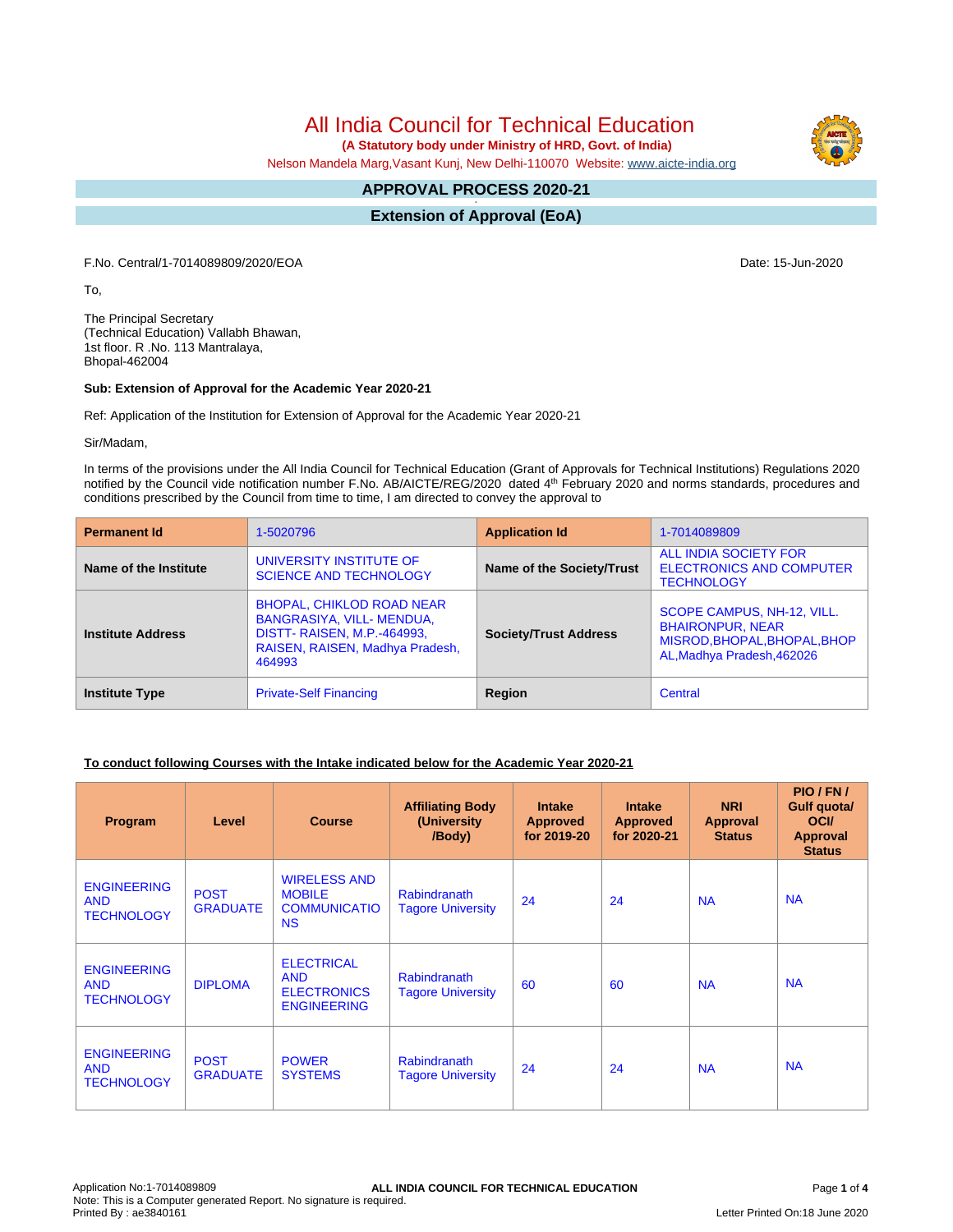# All India Council for Technical Education

**(A Statutory body under Ministry of HRD, Govt. of India)**

Nelson Mandela Marg,Vasant Kunj, New Delhi-110070 Website: www.aicte-india.org

## APPROVAL PROCESS 2020-21

## Extension of Approval (EoA)

F.No. Central/1-7014089809/2020/EOA

Date: 15-Jun-2020

To,

The Principal Secretary
(Technical Education) Vallabh Bhawan,
1st floor. R .No. 113 Mantralaya,
Bhopal-462004

**Sub: Extension of Approval for the Academic Year 2020-21**

Ref: Application of the Institution for Extension of Approval for the Academic Year 2020-21

Sir/Madam,

In terms of the provisions under the All India Council for Technical Education (Grant of Approvals for Technical Institutions) Regulations 2020 notified by the Council vide notification number F.No. AB/AICTE/REG/2020 dated 4th February 2020 and norms standards, procedures and conditions prescribed by the Council from time to time, I am directed to convey the approval to

| **Permanent Id** | 1-5020796 | **Application Id** | 1-7014089809 |
|---|---|---|---|
| **Name of the Institute** | UNIVERSITY INSTITUTE OF SCIENCE AND TECHNOLOGY | **Name of the Society/Trust** | ALL INDIA SOCIETY FOR ELECTRONICS AND COMPUTER TECHNOLOGY |
| **Institute Address** | BHOPAL, CHIKLOD ROAD NEAR BANGRASIYA, VILL- MENDUA, DISTT- RAISEN, M.P.-464993, RAISEN, RAISEN, Madhya Pradesh, 464993 | **Society/Trust Address** | SCOPE CAMPUS, NH-12, VILL. BHAIRONPUR, NEAR MISROD,BHOPAL,BHOPAL,BHOPAL,Madhya Pradesh,462026 |
| **Institute Type** | Private-Self Financing | **Region** | Central |

**To conduct following Courses with the Intake indicated below for the Academic Year 2020-21**

| Program | Level | Course | Affiliating Body (University /Body) | Intake Approved for 2019-20 | Intake Approved for 2020-21 | NRI Approval Status | PIO / FN / Gulf quota/ OCI/ Approval Status |
|---|---|---|---|---|---|---|---|
| ENGINEERING AND TECHNOLOGY | POST GRADUATE | WIRELESS AND MOBILE COMMUNICATIONS | Rabindranath Tagore University | 24 | 24 | NA | NA |
| ENGINEERING AND TECHNOLOGY | DIPLOMA | ELECTRICAL AND ELECTRONICS ENGINEERING | Rabindranath Tagore University | 60 | 60 | NA | NA |
| ENGINEERING AND TECHNOLOGY | POST GRADUATE | POWER SYSTEMS | Rabindranath Tagore University | 24 | 24 | NA | NA |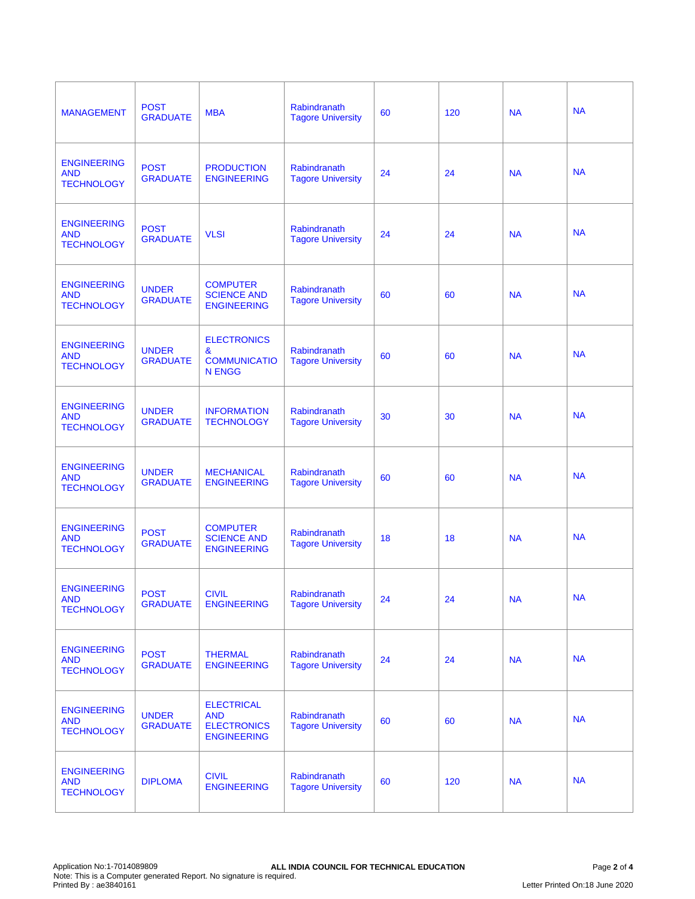| | | | | | | | |
|---|---|---|---|---|---|---|---|
| MANAGEMENT | POST GRADUATE | MBA | Rabindranath Tagore University | 60 | 120 | NA | NA |
| ENGINEERING AND TECHNOLOGY | POST GRADUATE | PRODUCTION ENGINEERING | Rabindranath Tagore University | 24 | 24 | NA | NA |
| ENGINEERING AND TECHNOLOGY | POST GRADUATE | VLSI | Rabindranath Tagore University | 24 | 24 | NA | NA |
| ENGINEERING AND TECHNOLOGY | UNDER GRADUATE | COMPUTER SCIENCE AND ENGINEERING | Rabindranath Tagore University | 60 | 60 | NA | NA |
| ENGINEERING AND TECHNOLOGY | UNDER GRADUATE | ELECTRONICS & COMMUNICATION ENGG | Rabindranath Tagore University | 60 | 60 | NA | NA |
| ENGINEERING AND TECHNOLOGY | UNDER GRADUATE | INFORMATION TECHNOLOGY | Rabindranath Tagore University | 30 | 30 | NA | NA |
| ENGINEERING AND TECHNOLOGY | UNDER GRADUATE | MECHANICAL ENGINEERING | Rabindranath Tagore University | 60 | 60 | NA | NA |
| ENGINEERING AND TECHNOLOGY | POST GRADUATE | COMPUTER SCIENCE AND ENGINEERING | Rabindranath Tagore University | 18 | 18 | NA | NA |
| ENGINEERING AND TECHNOLOGY | POST GRADUATE | CIVIL ENGINEERING | Rabindranath Tagore University | 24 | 24 | NA | NA |
| ENGINEERING AND TECHNOLOGY | POST GRADUATE | THERMAL ENGINEERING | Rabindranath Tagore University | 24 | 24 | NA | NA |
| ENGINEERING AND TECHNOLOGY | UNDER GRADUATE | ELECTRICAL AND ELECTRONICS ENGINEERING | Rabindranath Tagore University | 60 | 60 | NA | NA |
| ENGINEERING AND TECHNOLOGY | DIPLOMA | CIVIL ENGINEERING | Rabindranath Tagore University | 60 | 120 | NA | NA |

Application No:1-7014089809
Note: This is a Computer generated Report. No signature is required.
Printed By : ae3840161

**ALL INDIA COUNCIL FOR TECHNICAL EDUCATION**

Letter Printed On:18 June 2020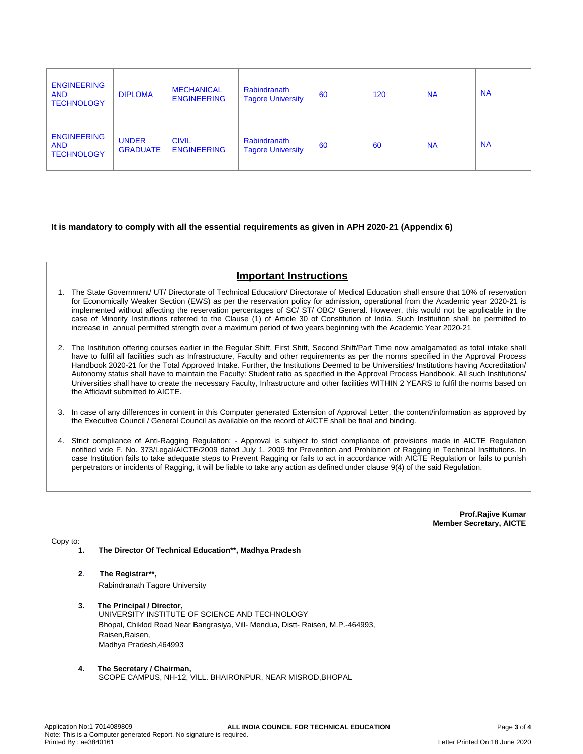| ENGINEERING AND TECHNOLOGY | DIPLOMA | MECHANICAL ENGINEERING | Rabindranath Tagore University | 60 | 120 | NA | NA |
|---|---|---|---|---|---|---|---|
| ENGINEERING AND TECHNOLOGY | UNDER GRADUATE | CIVIL ENGINEERING | Rabindranath Tagore University | 60 | 60 | NA | NA |

**It is mandatory to comply with all the essential requirements as given in APH 2020-21 (Appendix 6)**

## Important Instructions

1. The State Government/ UT/ Directorate of Technical Education/ Directorate of Medical Education shall ensure that 10% of reservation for Economically Weaker Section (EWS) as per the reservation policy for admission, operational from the Academic year 2020-21 is implemented without affecting the reservation percentages of SC/ ST/ OBC/ General. However, this would not be applicable in the case of Minority Institutions referred to the Clause (1) of Article 30 of Constitution of India. Such Institution shall be permitted to increase in annual permitted strength over a maximum period of two years beginning with the Academic Year 2020-21
2. The Institution offering courses earlier in the Regular Shift, First Shift, Second Shift/Part Time now amalgamated as total intake shall have to fulfil all facilities such as Infrastructure, Faculty and other requirements as per the norms specified in the Approval Process Handbook 2020-21 for the Total Approved Intake. Further, the Institutions Deemed to be Universities/ Institutions having Accreditation/ Autonomy status shall have to maintain the Faculty: Student ratio as specified in the Approval Process Handbook. All such Institutions/ Universities shall have to create the necessary Faculty, Infrastructure and other facilities WITHIN 2 YEARS to fulfil the norms based on the Affidavit submitted to AICTE.
3. In case of any differences in content in this Computer generated Extension of Approval Letter, the content/information as approved by the Executive Council / General Council as available on the record of AICTE shall be final and binding.
4. Strict compliance of Anti-Ragging Regulation: - Approval is subject to strict compliance of provisions made in AICTE Regulation notified vide F. No. 373/Legal/AICTE/2009 dated July 1, 2009 for Prevention and Prohibition of Ragging in Technical Institutions. In case Institution fails to take adequate steps to Prevent Ragging or fails to act in accordance with AICTE Regulation or fails to punish perpetrators or incidents of Ragging, it will be liable to take any action as defined under clause 9(4) of the said Regulation.

**Prof.Rajive Kumar**
**Member Secretary, AICTE**

Copy to:

1. **The Director Of Technical Education\*\*, Madhya Pradesh**

2. **The Registrar\*\*,**
   Rabindranath Tagore University

3. **The Principal / Director,**
   UNIVERSITY INSTITUTE OF SCIENCE AND TECHNOLOGY
   Bhopal, Chiklod Road Near Bangrasiya, Vill- Mendua, Distt- Raisen, M.P.-464993,
   Raisen,Raisen,
   Madhya Pradesh,464993

4. **The Secretary / Chairman,**
   SCOPE CAMPUS, NH-12, VILL. BHAIRONPUR, NEAR MISROD,BHOPAL

Application No:1-7014089809
Note: This is a Computer generated Report. No signature is required.
Printed By : ae3840161

Letter Printed On:18 June 2020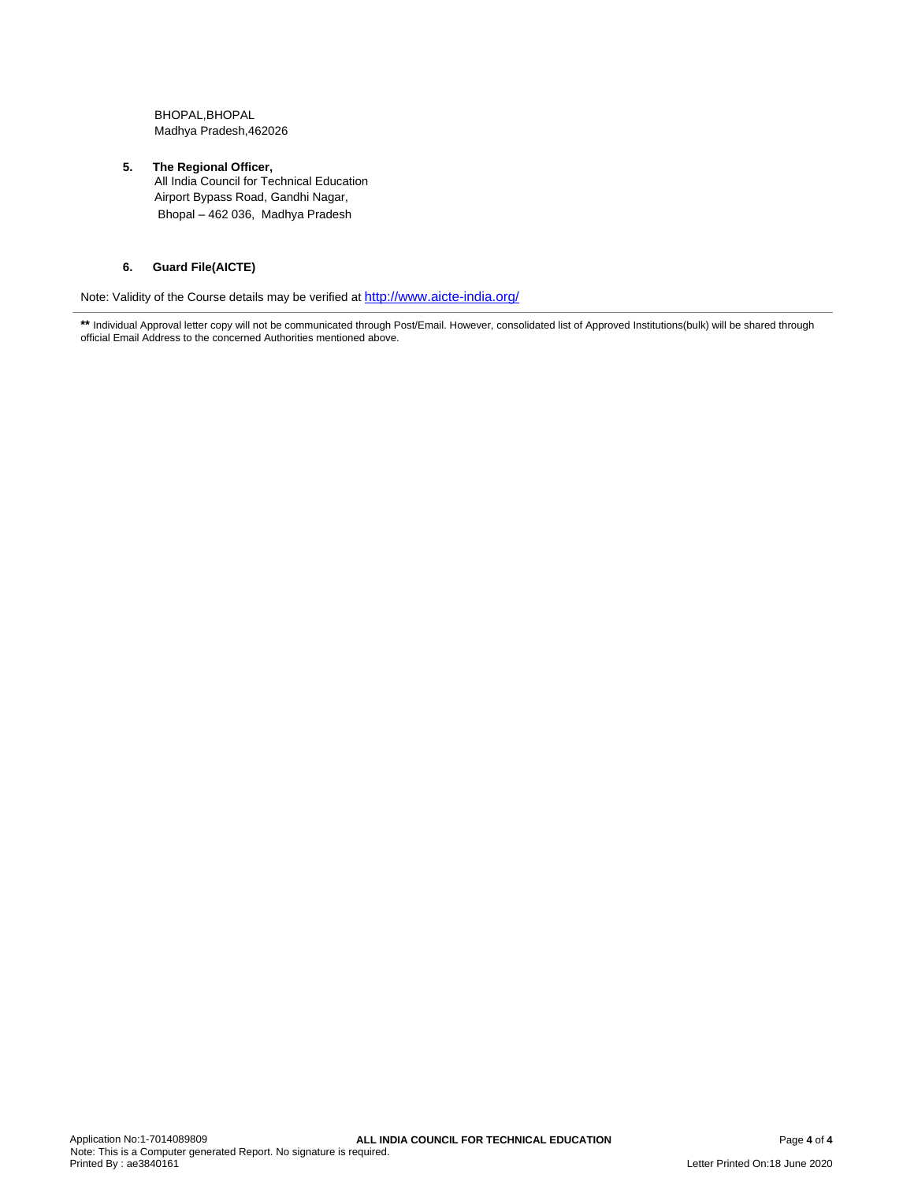BHOPAL,BHOPAL
Madhya Pradesh,462026

5. **The Regional Officer,**
   All India Council for Technical Education
   Airport Bypass Road, Gandhi Nagar,
   Bhopal – 462 036, Madhya Pradesh

6. **Guard File(AICTE)**

Note: Validity of the Course details may be verified at http://www.aicte-india.org/

---

**\*\*** Individual Approval letter copy will not be communicated through Post/Email. However, consolidated list of Approved Institutions(bulk) will be shared through official Email Address to the concerned Authorities mentioned above.